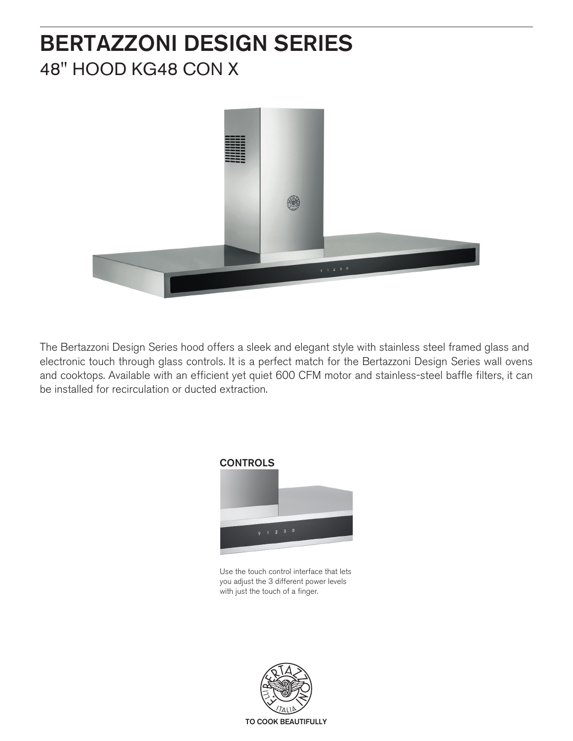# BERTAZZONI DESIGN SERIES

## 48" HOOD KG48 CON X

The Bertazzoni Design Series hood offers a sleek and elegant style with stainless steel framed glass and electronic touch through glass controls. It is a perfect match for the Bertazzoni Design Series wall ovens and cooktops. Available with an efficient yet quiet 600 CFM motor and stainless-steel baffle filters, it can be installed for recirculation or ducted extraction.

### CONTROLS

Use the touch control interface that lets you adjust the 3 different power levels with just the touch of a finger.

TO COOK BEAUTIFULLY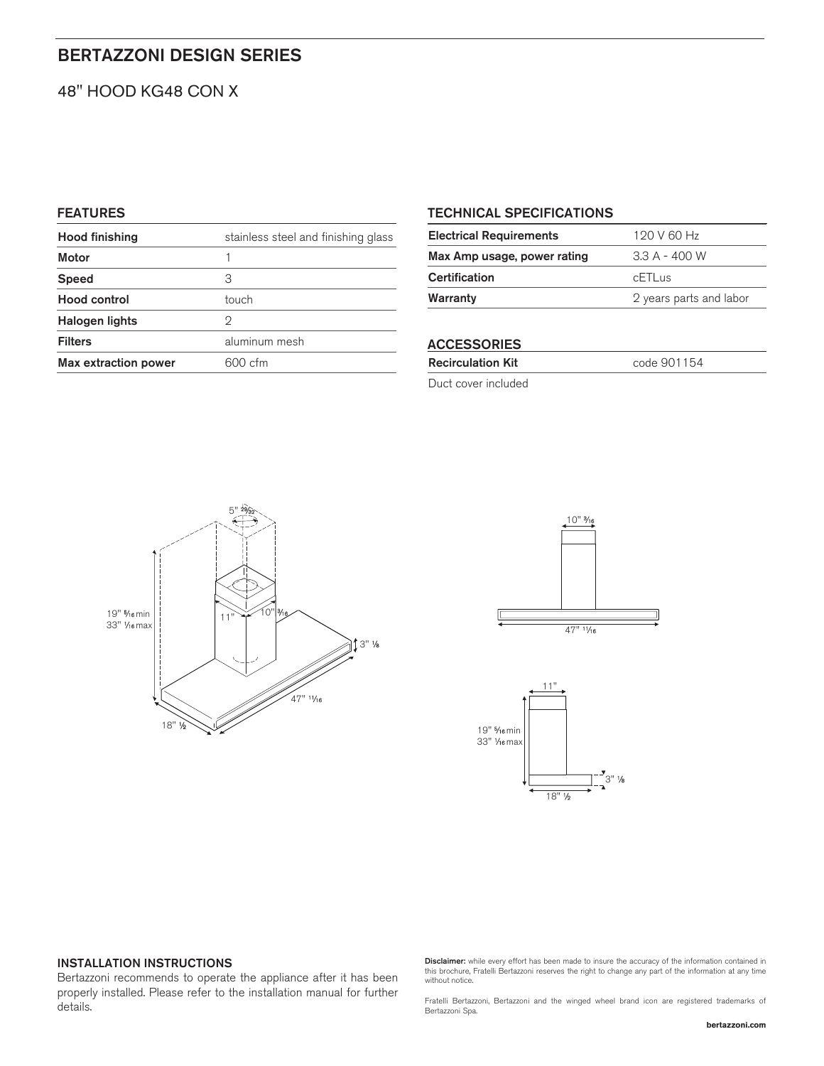# BERTAZZONI DESIGN SERIES

## 48" HOOD KG48 CON X

### FEATURES

| | |
|---|---|
| **Hood finishing** | stainless steel and finishing glass |
| **Motor** | 1 |
| **Speed** | 3 |
| **Hood control** | touch |
| **Halogen lights** | 2 |
| **Filters** | aluminum mesh |
| **Max extraction power** | 600 cfm |

### TECHNICAL SPECIFICATIONS

| | |
|---|---|
| **Electrical Requirements** | 120 V 60 Hz |
| **Max Amp usage, power rating** | 3.3 A - 400 W |
| **Certification** | cETLus |
| **Warranty** | 2 years parts and labor |

### ACCESSORIES

| | |
|---|---|
| **Recirculation Kit** | code 901154 |

Duct cover included

5" 29/32
19" 5/16 min
33" 1/16 max
11"
10" 9/16
3" 1/8
47" 11/16
18" 1/2

10" 9/16
47" 11/16

11"
19" 5/16 min
33" 1/16 max
3" 1/8
18" 1/2

### INSTALLATION INSTRUCTIONS

Bertazzoni recommends to operate the appliance after it has been properly installed. Please refer to the installation manual for further details.

**Disclaimer:** while every effort has been made to insure the accuracy of the information contained in this brochure, Fratelli Bertazzoni reserves the right to change any part of the information at any time without notice.

Fratelli Bertazzoni, Bertazzoni and the winged wheel brand icon are registered trademarks of Bertazzoni Spa.

**bertazzoni.com**